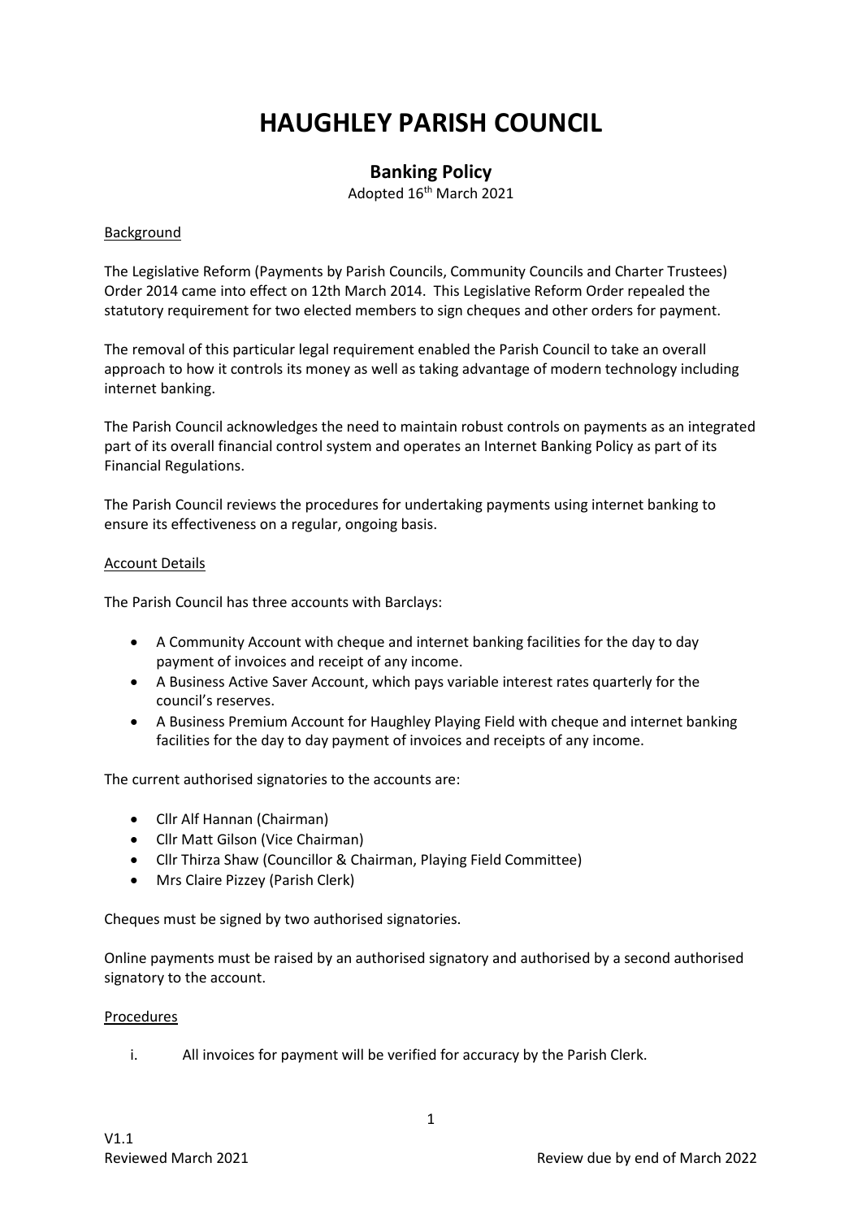# HAUGHLEY PARISH COUNCIL

## Banking Policy

Adopted 16th March 2021

Background

The Legislative Reform (Payments by Parish Councils, Community Councils and Charter Trustees) Order 2014 came into effect on 12th March 2014. This Legislative Reform Order repealed the statutory requirement for two elected members to sign cheques and other orders for payment.

The removal of this particular legal requirement enabled the Parish Council to take an overall approach to how it controls its money as well as taking advantage of modern technology including internet banking.

The Parish Council acknowledges the need to maintain robust controls on payments as an integrated part of its overall financial control system and operates an Internet Banking Policy as part of its Financial Regulations.

The Parish Council reviews the procedures for undertaking payments using internet banking to ensure its effectiveness on a regular, ongoing basis.

Account Details

The Parish Council has three accounts with Barclays:

- A Community Account with cheque and internet banking facilities for the day to day payment of invoices and receipt of any income.
- A Business Active Saver Account, which pays variable interest rates quarterly for the council's reserves.
- A Business Premium Account for Haughley Playing Field with cheque and internet banking facilities for the day to day payment of invoices and receipts of any income.

The current authorised signatories to the accounts are:

- Cllr Alf Hannan (Chairman)
- Cllr Matt Gilson (Vice Chairman)
- Cllr Thirza Shaw (Councillor & Chairman, Playing Field Committee)
- Mrs Claire Pizzey (Parish Clerk)

Cheques must be signed by two authorised signatories.

Online payments must be raised by an authorised signatory and authorised by a second authorised signatory to the account.

Procedures

i. All invoices for payment will be verified for accuracy by the Parish Clerk.

V1.1
Reviewed March 2021 | Review due by end of March 2022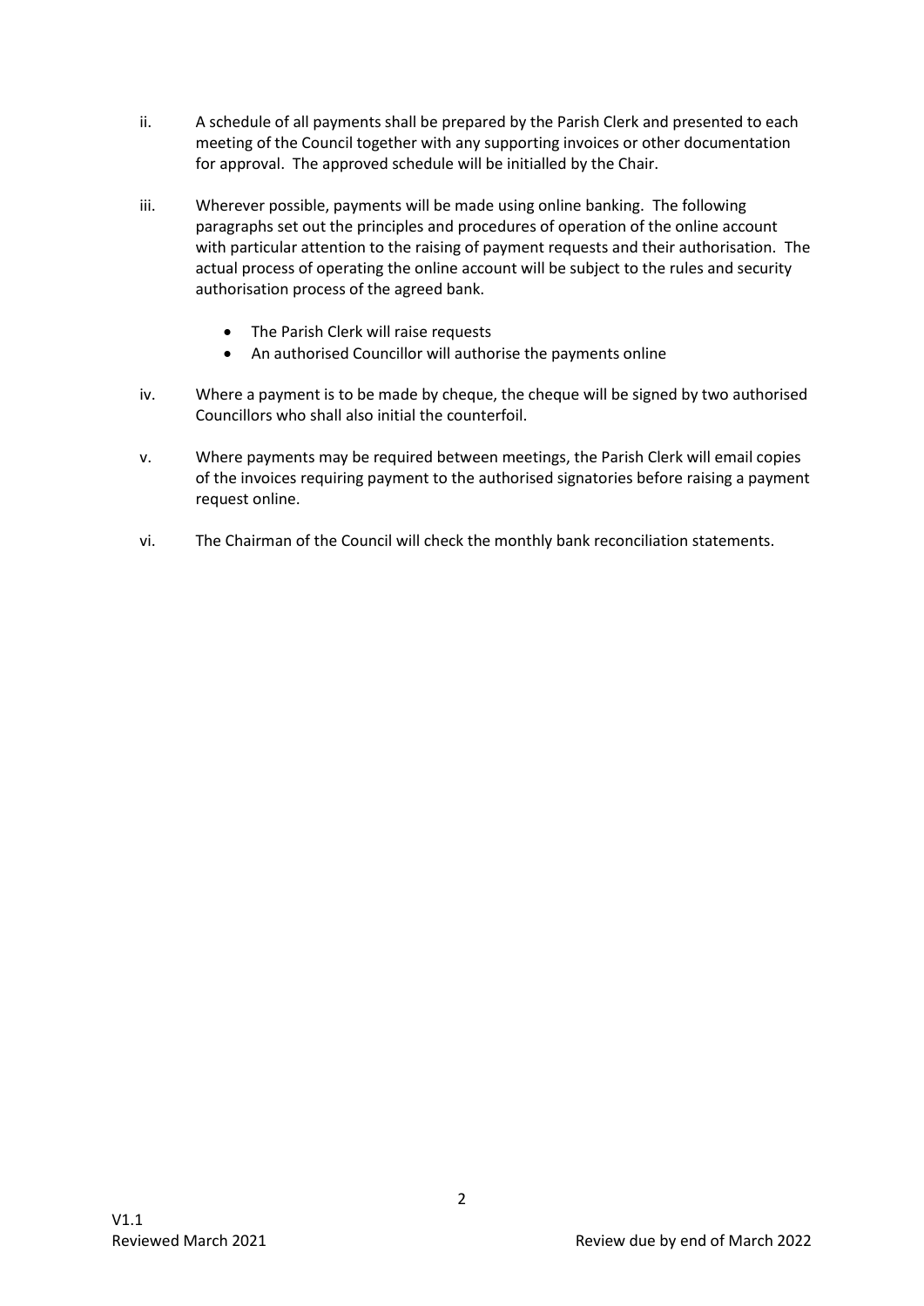ii. A schedule of all payments shall be prepared by the Parish Clerk and presented to each meeting of the Council together with any supporting invoices or other documentation for approval. The approved schedule will be initialled by the Chair.

iii. Wherever possible, payments will be made using online banking. The following paragraphs set out the principles and procedures of operation of the online account with particular attention to the raising of payment requests and their authorisation. The actual process of operating the online account will be subject to the rules and security authorisation process of the agreed bank.

- The Parish Clerk will raise requests
- An authorised Councillor will authorise the payments online

iv. Where a payment is to be made by cheque, the cheque will be signed by two authorised Councillors who shall also initial the counterfoil.

v. Where payments may be required between meetings, the Parish Clerk will email copies of the invoices requiring payment to the authorised signatories before raising a payment request online.

vi. The Chairman of the Council will check the monthly bank reconciliation statements.

V1.1
Reviewed March 2021 Review due by end of March 2022